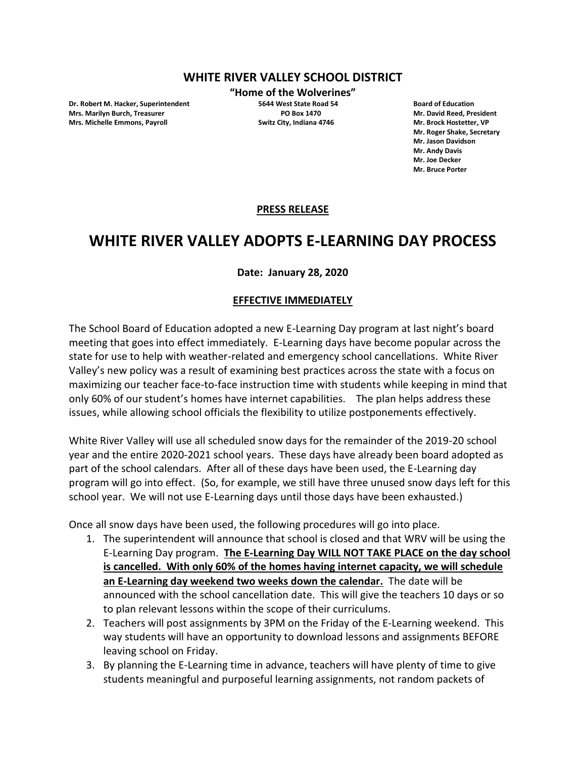## WHITE RIVER VALLEY SCHOOL DISTRICT

**"Home of the Wolverines"**

**Dr. Robert M. Hacker, Superintendent**
**Mrs. Marilyn Burch, Treasurer**
**Mrs. Michelle Emmons, Payroll**

**5644 West State Road 54**
**PO Box 1470**
**Switz City, Indiana 4746**

**Board of Education**
**Mr. David Reed, President**
**Mr. Brock Hostetter, VP**
**Mr. Roger Shake, Secretary**
**Mr. Jason Davidson**
**Mr. Andy Davis**
**Mr. Joe Decker**
**Mr. Bruce Porter**

**PRESS RELEASE**

# WHITE RIVER VALLEY ADOPTS E-LEARNING DAY PROCESS

**Date: January 28, 2020**

**EFFECTIVE IMMEDIATELY**

The School Board of Education adopted a new E-Learning Day program at last night's board meeting that goes into effect immediately. E-Learning days have become popular across the state for use to help with weather-related and emergency school cancellations. White River Valley's new policy was a result of examining best practices across the state with a focus on maximizing our teacher face-to-face instruction time with students while keeping in mind that only 60% of our student's homes have internet capabilities. The plan helps address these issues, while allowing school officials the flexibility to utilize postponements effectively.

White River Valley will use all scheduled snow days for the remainder of the 2019-20 school year and the entire 2020-2021 school years. These days have already been board adopted as part of the school calendars. After all of these days have been used, the E-Learning day program will go into effect. (So, for example, we still have three unused snow days left for this school year. We will not use E-Learning days until those days have been exhausted.)

Once all snow days have been used, the following procedures will go into place.

1. The superintendent will announce that school is closed and that WRV will be using the E-Learning Day program. **The E-Learning Day WILL NOT TAKE PLACE on the day school is cancelled. With only 60% of the homes having internet capacity, we will schedule an E-Learning day weekend two weeks down the calendar.** The date will be announced with the school cancellation date. This will give the teachers 10 days or so to plan relevant lessons within the scope of their curriculums.
2. Teachers will post assignments by 3PM on the Friday of the E-Learning weekend. This way students will have an opportunity to download lessons and assignments BEFORE leaving school on Friday.
3. By planning the E-Learning time in advance, teachers will have plenty of time to give students meaningful and purposeful learning assignments, not random packets of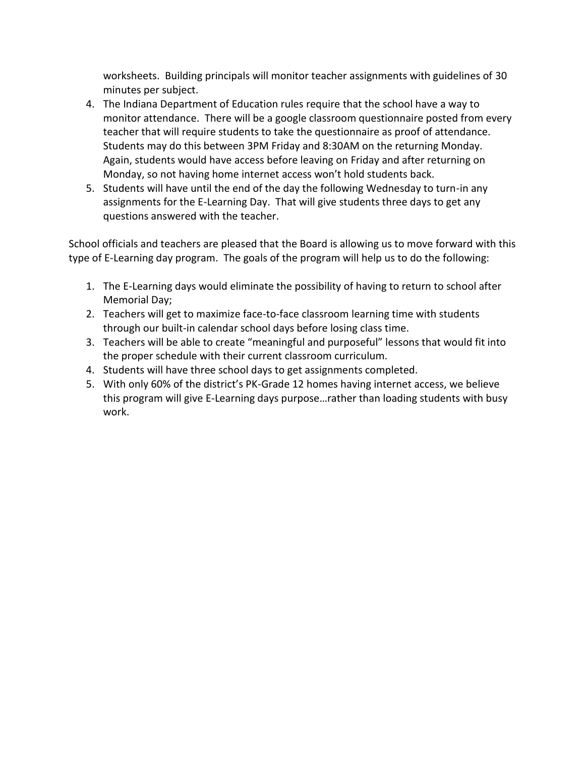worksheets. Building principals will monitor teacher assignments with guidelines of 30 minutes per subject.

4. The Indiana Department of Education rules require that the school have a way to monitor attendance. There will be a google classroom questionnaire posted from every teacher that will require students to take the questionnaire as proof of attendance. Students may do this between 3PM Friday and 8:30AM on the returning Monday. Again, students would have access before leaving on Friday and after returning on Monday, so not having home internet access won't hold students back.
5. Students will have until the end of the day the following Wednesday to turn-in any assignments for the E-Learning Day. That will give students three days to get any questions answered with the teacher.

School officials and teachers are pleased that the Board is allowing us to move forward with this type of E-Learning day program. The goals of the program will help us to do the following:

1. The E-Learning days would eliminate the possibility of having to return to school after Memorial Day;
2. Teachers will get to maximize face-to-face classroom learning time with students through our built-in calendar school days before losing class time.
3. Teachers will be able to create "meaningful and purposeful" lessons that would fit into the proper schedule with their current classroom curriculum.
4. Students will have three school days to get assignments completed.
5. With only 60% of the district's PK-Grade 12 homes having internet access, we believe this program will give E-Learning days purpose…rather than loading students with busy work.